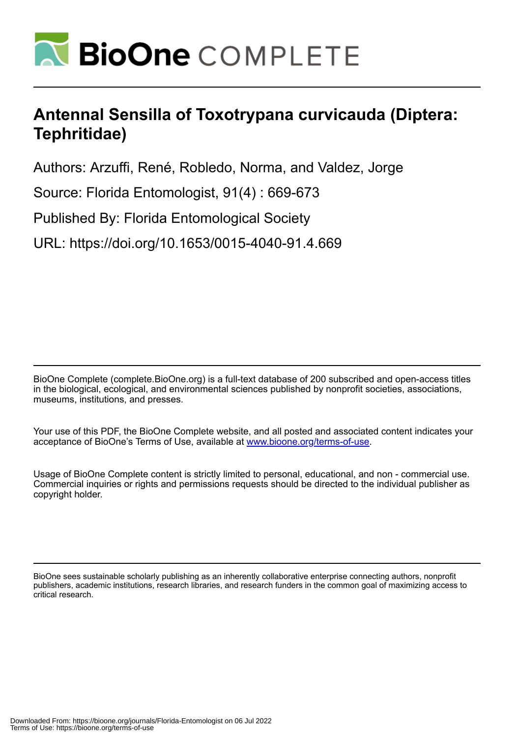# Antennal Sensilla of Toxotrypana curvicauda (Diptera: Tephritidae)

Authors: Arzuffi, René, Robledo, Norma, and Valdez, Jorge

Source: Florida Entomologist, 91(4) : 669-673

Published By: Florida Entomological Society

URL: https://doi.org/10.1653/0015-4040-91.4.669

BioOne Complete (complete.BioOne.org) is a full-text database of 200 subscribed and open-access titles in the biological, ecological, and environmental sciences published by nonprofit societies, associations, museums, institutions, and presses.

Your use of this PDF, the BioOne Complete website, and all posted and associated content indicates your acceptance of BioOne's Terms of Use, available at www.bioone.org/terms-of-use.

Usage of BioOne Complete content is strictly limited to personal, educational, and non - commercial use. Commercial inquiries or rights and permissions requests should be directed to the individual publisher as copyright holder.

BioOne sees sustainable scholarly publishing as an inherently collaborative enterprise connecting authors, nonprofit publishers, academic institutions, research libraries, and research funders in the common goal of maximizing access to critical research.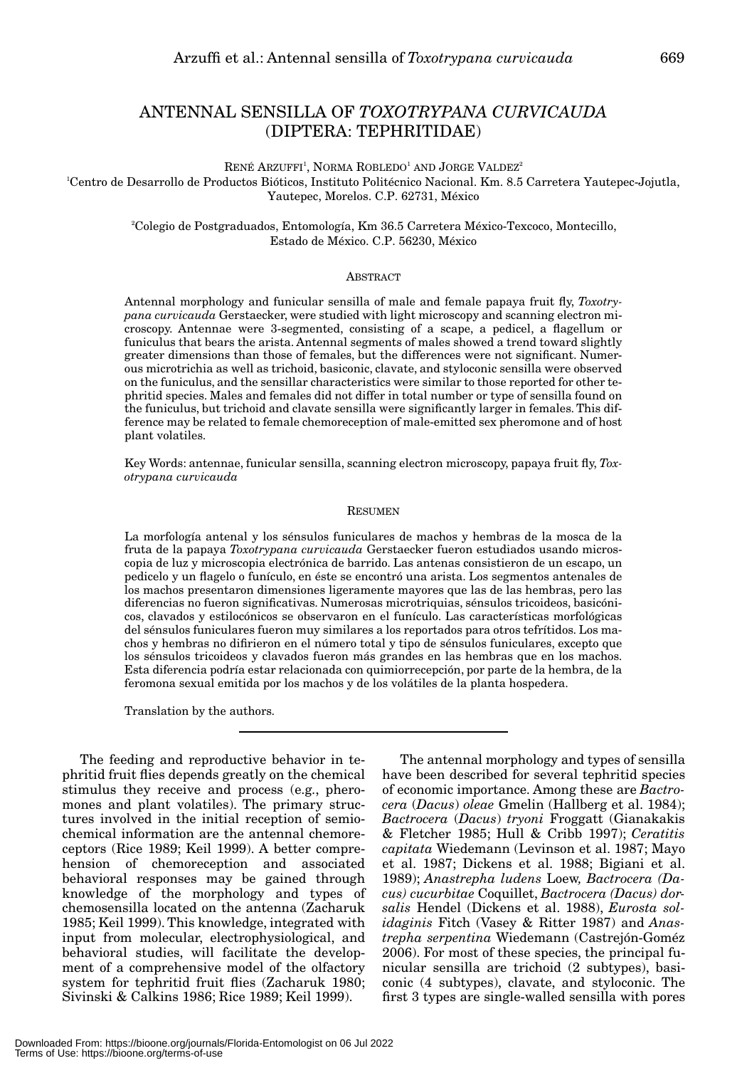# ANTENNAL SENSILLA OF *TOXOTRYPANA CURVICAUDA* (DIPTERA: TEPHRITIDAE)

RENÉ ARZUFFI[1], NORMA ROBLEDO[1] AND JORGE VALDEZ[2]

[1]Centro de Desarrollo de Productos Bióticos, Instituto Politécnico Nacional. Km. 8.5 Carretera Yautepec-Jojutla, Yautepec, Morelos. C.P. 62731, México

[2]Colegio de Postgraduados, Entomología, Km 36.5 Carretera México-Texcoco, Montecillo, Estado de México. C.P. 56230, México

## ABSTRACT

Antennal morphology and funicular sensilla of male and female papaya fruit fly, *Toxotrypana curvicauda* Gerstaecker, were studied with light microscopy and scanning electron microscopy. Antennae were 3-segmented, consisting of a scape, a pedicel, a flagellum or funiculus that bears the arista. Antennal segments of males showed a trend toward slightly greater dimensions than those of females, but the differences were not significant. Numerous microtrichia as well as trichoid, basiconic, clavate, and styloconic sensilla were observed on the funiculus, and the sensillar characteristics were similar to those reported for other tephritid species. Males and females did not differ in total number or type of sensilla found on the funiculus, but trichoid and clavate sensilla were significantly larger in females. This difference may be related to female chemoreception of male-emitted sex pheromone and of host plant volatiles.

Key Words: antennae, funicular sensilla, scanning electron microscopy, papaya fruit fly, *Toxotrypana curvicauda*

## RESUMEN

La morfología antenal y los sénsulos funiculares de machos y hembras de la mosca de la fruta de la papaya *Toxotrypana curvicauda* Gerstaecker fueron estudiados usando microscopia de luz y microscopia electrónica de barrido. Las antenas consistieron de un escapo, un pedicelo y un flagelo o funículo, en éste se encontró una arista. Los segmentos antenales de los machos presentaron dimensiones ligeramente mayores que las de las hembras, pero las diferencias no fueron significativas. Numerosas microtriquias, sénsulos tricoideos, basicónicos, clavados y estilocónicos se observaron en el funículo. Las características morfológicas del sénsulos funiculares fueron muy similares a los reportados para otros tefrítidos. Los machos y hembras no difirieron en el número total y tipo de sénsulos funiculares, excepto que los sénsulos tricoideos y clavados fueron más grandes en las hembras que en los machos. Esta diferencia podría estar relacionada con quimiorrecepción, por parte de la hembra, de la feromona sexual emitida por los machos y de los volátiles de la planta hospedera.

Translation by the authors.

---

The feeding and reproductive behavior in tephritid fruit flies depends greatly on the chemical stimulus they receive and process (e.g., pheromones and plant volatiles). The primary structures involved in the initial reception of semiochemical information are the antennal chemoreceptors (Rice 1989; Keil 1999). A better comprehension of chemoreception and associated behavioral responses may be gained through knowledge of the morphology and types of chemosensilla located on the antenna (Zacharuk 1985; Keil 1999). This knowledge, integrated with input from molecular, electrophysiological, and behavioral studies, will facilitate the development of a comprehensive model of the olfactory system for tephritid fruit flies (Zacharuk 1980; Sivinski & Calkins 1986; Rice 1989; Keil 1999).

The antennal morphology and types of sensilla have been described for several tephritid species of economic importance. Among these are *Bactrocera* (*Dacus*) *oleae* Gmelin (Hallberg et al. 1984); *Bactrocera* (*Dacus*) *tryoni* Froggatt (Gianakakis & Fletcher 1985; Hull & Cribb 1997); *Ceratitis capitata* Wiedemann (Levinson et al. 1987; Mayo et al. 1987; Dickens et al. 1988; Bigiani et al. 1989); *Anastrepha ludens* Loew, *Bactrocera (Dacus) cucurbitae* Coquillet, *Bactrocera (Dacus) dorsalis* Hendel (Dickens et al. 1988), *Eurosta solidaginis* Fitch (Vasey & Ritter 1987) and *Anastrepha serpentina* Wiedemann (Castrejón-Goméz 2006). For most of these species, the principal funicular sensilla are trichoid (2 subtypes), basiconic (4 subtypes), clavate, and styloconic. The first 3 types are single-walled sensilla with pores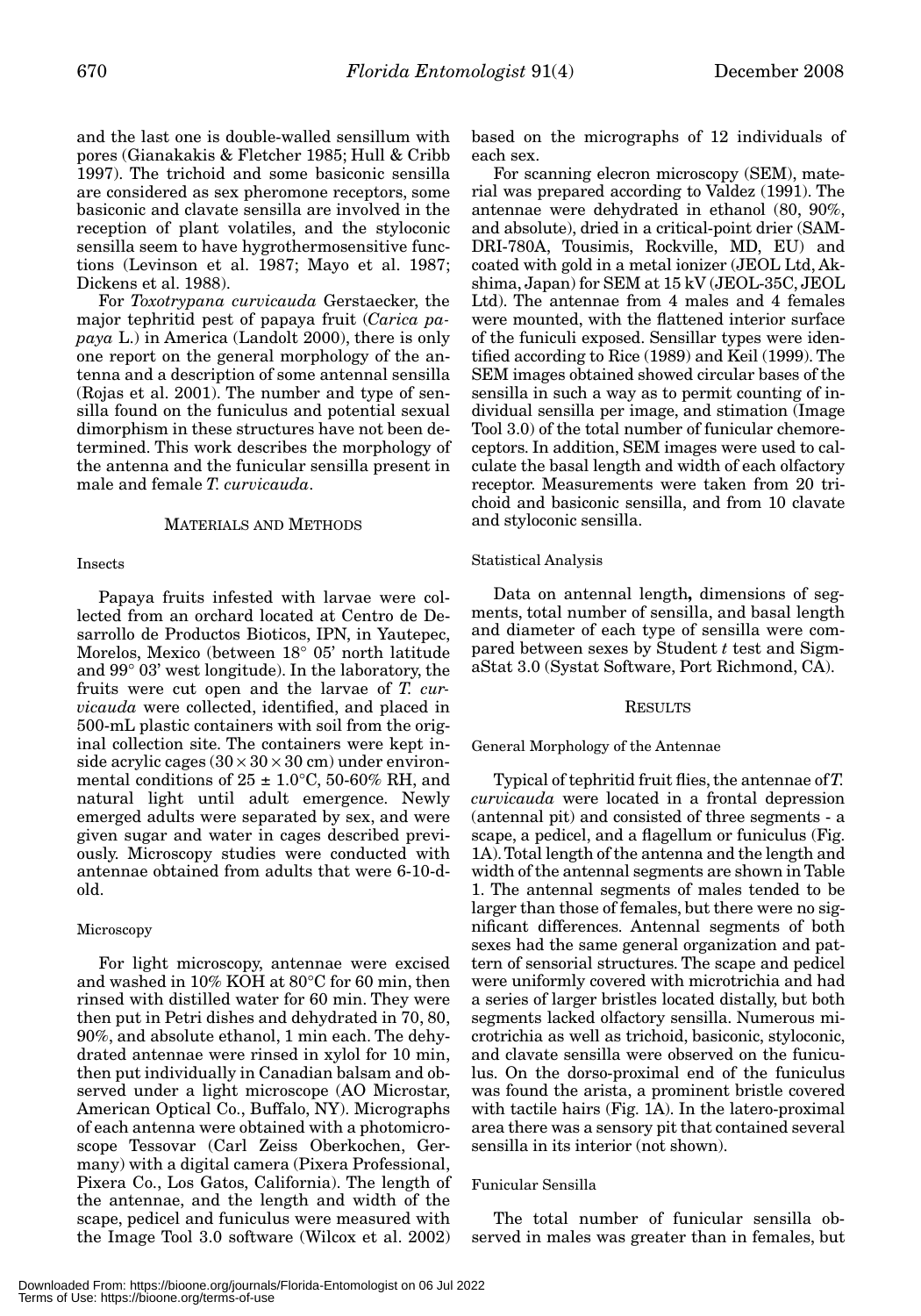and the last one is double-walled sensillum with pores (Gianakakis & Fletcher 1985; Hull & Cribb 1997). The trichoid and some basiconic sensilla are considered as sex pheromone receptors, some basiconic and clavate sensilla are involved in the reception of plant volatiles, and the styloconic sensilla seem to have hygrothermosensitive functions (Levinson et al. 1987; Mayo et al. 1987; Dickens et al. 1988).

For *Toxotrypana curvicauda* Gerstaecker, the major tephritid pest of papaya fruit (*Carica papaya* L.) in America (Landolt 2000), there is only one report on the general morphology of the antenna and a description of some antennal sensilla (Rojas et al. 2001). The number and type of sensilla found on the funiculus and potential sexual dimorphism in these structures have not been determined. This work describes the morphology of the antenna and the funicular sensilla present in male and female *T. curvicauda*.

## MATERIALS AND METHODS

### Insects

Papaya fruits infested with larvae were collected from an orchard located at Centro de Desarrollo de Productos Bioticos, IPN, in Yautepec, Morelos, Mexico (between 18° 05' north latitude and 99° 03' west longitude). In the laboratory, the fruits were cut open and the larvae of *T. curvicauda* were collected, identified, and placed in 500-mL plastic containers with soil from the original collection site. The containers were kept inside acrylic cages (30 × 30 × 30 cm) under environmental conditions of 25 ± 1.0°C, 50-60% RH, and natural light until adult emergence. Newly emerged adults were separated by sex, and were given sugar and water in cages described previously. Microscopy studies were conducted with antennae obtained from adults that were 6-10-d-old.

### Microscopy

For light microscopy, antennae were excised and washed in 10% KOH at 80°C for 60 min, then rinsed with distilled water for 60 min. They were then put in Petri dishes and dehydrated in 70, 80, 90%, and absolute ethanol, 1 min each. The dehydrated antennae were rinsed in xylol for 10 min, then put individually in Canadian balsam and observed under a light microscope (AO Microstar, American Optical Co., Buffalo, NY). Micrographs of each antenna were obtained with a photomicroscope Tessovar (Carl Zeiss Oberkochen, Germany) with a digital camera (Pixera Professional, Pixera Co., Los Gatos, California). The length of the antennae, and the length and width of the scape, pedicel and funiculus were measured with the Image Tool 3.0 software (Wilcox et al. 2002) based on the micrographs of 12 individuals of each sex.

For scanning elecron microscopy (SEM), material was prepared according to Valdez (1991). The antennae were dehydrated in ethanol (80, 90%, and absolute), dried in a critical-point drier (SAM-DRI-780A, Tousimis, Rockville, MD, EU) and coated with gold in a metal ionizer (JEOL Ltd, Akshima, Japan) for SEM at 15 kV (JEOL-35C, JEOL Ltd). The antennae from 4 males and 4 females were mounted, with the flattened interior surface of the funiculi exposed. Sensillar types were identified according to Rice (1989) and Keil (1999). The SEM images obtained showed circular bases of the sensilla in such a way as to permit counting of individual sensilla per image, and stimation (Image Tool 3.0) of the total number of funicular chemoreceptors. In addition, SEM images were used to calculate the basal length and width of each olfactory receptor. Measurements were taken from 20 trichoid and basiconic sensilla, and from 10 clavate and styloconic sensilla.

### Statistical Analysis

Data on antennal length**,** dimensions of segments, total number of sensilla, and basal length and diameter of each type of sensilla were compared between sexes by Student *t* test and SigmaStat 3.0 (Systat Software, Port Richmond, CA).

## RESULTS

### General Morphology of the Antennae

Typical of tephritid fruit flies, the antennae of *T. curvicauda* were located in a frontal depression (antennal pit) and consisted of three segments - a scape, a pedicel, and a flagellum or funiculus (Fig. 1A). Total length of the antenna and the length and width of the antennal segments are shown in Table 1. The antennal segments of males tended to be larger than those of females, but there were no significant differences. Antennal segments of both sexes had the same general organization and pattern of sensorial structures. The scape and pedicel were uniformly covered with microtrichia and had a series of larger bristles located distally, but both segments lacked olfactory sensilla. Numerous microtrichia as well as trichoid, basiconic, styloconic, and clavate sensilla were observed on the funiculus. On the dorso-proximal end of the funiculus was found the arista, a prominent bristle covered with tactile hairs (Fig. 1A). In the latero-proximal area there was a sensory pit that contained several sensilla in its interior (not shown).

### Funicular Sensilla

The total number of funicular sensilla observed in males was greater than in females, but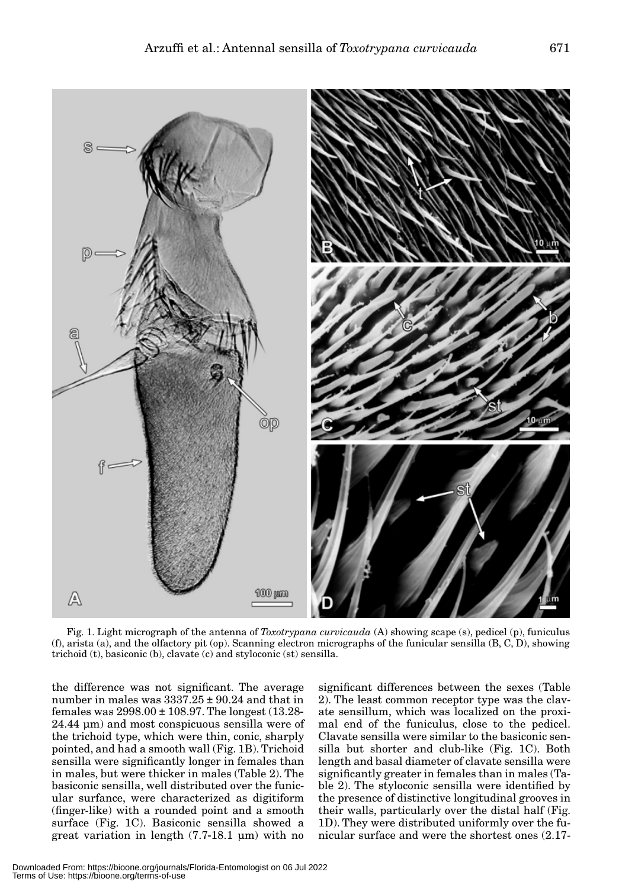Fig. 1. Light micrograph of the antenna of *Toxotrypana curvicauda* (A) showing scape (s), pedicel (p), funiculus (f), arista (a), and the olfactory pit (op). Scanning electron micrographs of the funicular sensilla (B, C, D), showing trichoid (t), basiconic (b), clavate (c) and styloconic (st) sensilla.

the difference was not significant. The average number in males was 3337.25 ± 90.24 and that in females was 2998.00 ± 108.97. The longest (13.28-24.44 µm) and most conspicuous sensilla were of the trichoid type, which were thin, conic, sharply pointed, and had a smooth wall (Fig. 1B). Trichoid sensilla were significantly longer in females than in males, but were thicker in males (Table 2). The basiconic sensilla, well distributed over the funicular surface, were characterized as digitiform (finger-like) with a rounded point and a smooth surface (Fig. 1C). Basiconic sensilla showed a great variation in length (7.7-18.1 µm) with no significant differences between the sexes (Table 2). The least common receptor type was the clavate sensillum, which was localized on the proximal end of the funiculus, close to the pedicel. Clavate sensilla were similar to the basiconic sensilla but shorter and club-like (Fig. 1C). Both length and basal diameter of clavate sensilla were significantly greater in females than in males (Table 2). The styloconic sensilla were identified by the presence of distinctive longitudinal grooves in their walls, particularly over the distal half (Fig. 1D). They were distributed uniformly over the funicular surface and were the shortest ones (2.17-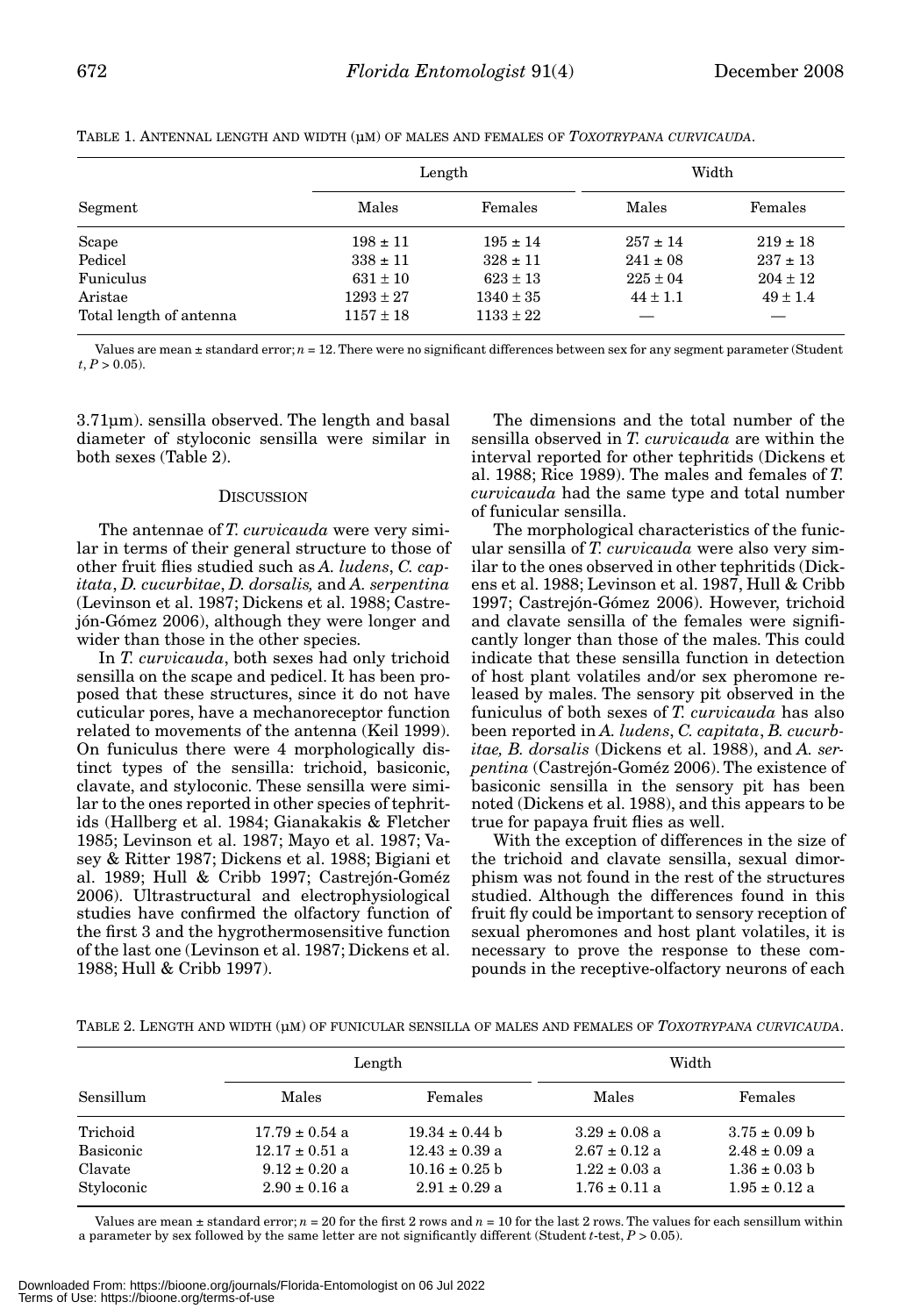TABLE 1. ANTENNAL LENGTH AND WIDTH (μM) OF MALES AND FEMALES OF *TOXOTRYPANA CURVICAUDA*.

| Segment | Length | | Width | |
|---|---|---|---|---|
| | Males | Females | Males | Females |
| Scape | 198 ± 11 | 195 ± 14 | 257 ± 14 | 219 ± 18 |
| Pedicel | 338 ± 11 | 328 ± 11 | 241 ± 08 | 237 ± 13 |
| Funiculus | 631 ± 10 | 623 ± 13 | 225 ± 04 | 204 ± 12 |
| Aristae | 1293 ± 27 | 1340 ± 35 | 44 ± 1.1 | 49 ± 1.4 |
| Total length of antenna | 1157 ± 18 | 1133 ± 22 | — | — |

Values are mean ± standard error; $n = 12$. There were no significant differences between sex for any segment parameter (Student $t$, $P > 0.05$).

3.71μm). sensilla observed. The length and basal diameter of styloconic sensilla were similar in both sexes (Table 2).

## DISCUSSION

The antennae of *T. curvicauda* were very similar in terms of their general structure to those of other fruit flies studied such as *A. ludens*, *C. capitata*, *D. cucurbitae*, *D. dorsalis,* and *A. serpentina* (Levinson et al. 1987; Dickens et al. 1988; Castrejón-Gómez 2006), although they were longer and wider than those in the other species.

In *T. curvicauda*, both sexes had only trichoid sensilla on the scape and pedicel. It has been proposed that these structures, since it do not have cuticular pores, have a mechanoreceptor function related to movements of the antenna (Keil 1999). On funiculus there were 4 morphologically distinct types of the sensilla: trichoid, basiconic, clavate, and styloconic. These sensilla were similar to the ones reported in other species of tephritids (Hallberg et al. 1984; Gianakakis & Fletcher 1985; Levinson et al. 1987; Mayo et al. 1987; Vasey & Ritter 1987; Dickens et al. 1988; Bigiani et al. 1989; Hull & Cribb 1997; Castrejón-Goméz 2006). Ultrastructural and electrophysiological studies have confirmed the olfactory function of the first 3 and the hygrothermosensitive function of the last one (Levinson et al. 1987; Dickens et al. 1988; Hull & Cribb 1997).

The dimensions and the total number of the sensilla observed in *T. curvicauda* are within the interval reported for other tephritids (Dickens et al. 1988; Rice 1989). The males and females of *T. curvicauda* had the same type and total number of funicular sensilla.

The morphological characteristics of the funicular sensilla of *T. curvicauda* were also very similar to the ones observed in other tephritids (Dickens et al. 1988; Levinson et al. 1987, Hull & Cribb 1997; Castrejón-Gómez 2006). However, trichoid and clavate sensilla of the females were significantly longer than those of the males. This could indicate that these sensilla function in detection of host plant volatiles and/or sex pheromone released by males. The sensory pit observed in the funiculus of both sexes of *T. curvicauda* has also been reported in *A. ludens*, *C. capitata*, *B. cucurbitae, B. dorsalis* (Dickens et al. 1988), and *A. serpentina* (Castrejón-Goméz 2006). The existence of basiconic sensilla in the sensory pit has been noted (Dickens et al. 1988), and this appears to be true for papaya fruit flies as well.

With the exception of differences in the size of the trichoid and clavate sensilla, sexual dimorphism was not found in the rest of the structures studied. Although the differences found in this fruit fly could be important to sensory reception of sexual pheromones and host plant volatiles, it is necessary to prove the response to these compounds in the receptive-olfactory neurons of each

TABLE 2. LENGTH AND WIDTH (μM) OF FUNICULAR SENSILLA OF MALES AND FEMALES OF *TOXOTRYPANA CURVICAUDA*.

| Sensillum | Length | | Width | |
|---|---|---|---|---|
| | Males | Females | Males | Females |
| Trichoid | 17.79 ± 0.54 a | 19.34 ± 0.44 b | 3.29 ± 0.08 a | 3.75 ± 0.09 b |
| Basiconic | 12.17 ± 0.51 a | 12.43 ± 0.39 a | 2.67 ± 0.12 a | 2.48 ± 0.09 a |
| Clavate | 9.12 ± 0.20 a | 10.16 ± 0.25 b | 1.22 ± 0.03 a | 1.36 ± 0.03 b |
| Styloconic | 2.90 ± 0.16 a | 2.91 ± 0.29 a | 1.76 ± 0.11 a | 1.95 ± 0.12 a |

Values are mean ± standard error; $n = 20$ for the first 2 rows and $n = 10$ for the last 2 rows. The values for each sensillum within a parameter by sex followed by the same letter are not significantly different (Student $t$-test, $P > 0.05$).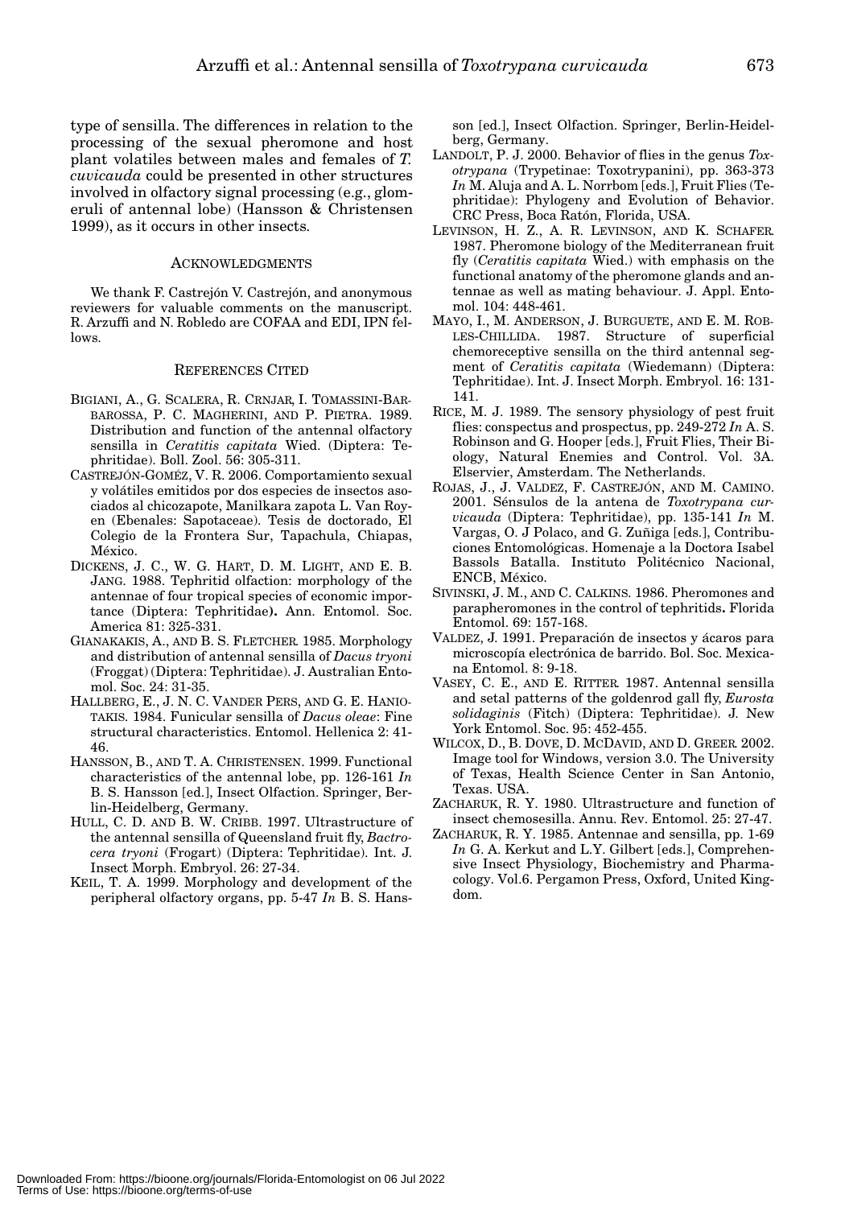type of sensilla. The differences in relation to the processing of the sexual pheromone and host plant volatiles between males and females of *T. cuvicauda* could be presented in other structures involved in olfactory signal processing (e.g., glomeruli of antennal lobe) (Hansson & Christensen 1999), as it occurs in other insects.

## ACKNOWLEDGMENTS

We thank F. Castrejón V. Castrejón, and anonymous reviewers for valuable comments on the manuscript. R. Arzuffi and N. Robledo are COFAA and EDI, IPN fellows.

## REFERENCES CITED

BIGIANI, A., G. SCALERA, R. CRNJAR, I. TOMASSINI-BARBAROSSA, P. C. MAGHERINI, AND P. PIETRA. 1989. Distribution and function of the antennal olfactory sensilla in *Ceratitis capitata* Wied. (Diptera: Tephritidae). Boll. Zool. 56: 305-311.

CASTREJÓN-GOMÉZ, V. R. 2006. Comportamiento sexual y volátiles emitidos por dos especies de insectos asociados al chicozapote, Manilkara zapota L. Van Royen (Ebenales: Sapotaceae). Tesis de doctorado, El Colegio de la Frontera Sur, Tapachula, Chiapas, México.

DICKENS, J. C., W. G. HART, D. M. LIGHT, AND E. B. JANG. 1988. Tephritid olfaction: morphology of the antennae of four tropical species of economic importance (Diptera: Tephritidae). Ann. Entomol. Soc. America 81: 325-331.

GIANAKAKIS, A., AND B. S. FLETCHER. 1985. Morphology and distribution of antennal sensilla of *Dacus tryoni* (Froggat) (Diptera: Tephritidae). J. Australian Entomol. Soc. 24: 31-35.

HALLBERG, E., J. N. C. VANDER PERS, AND G. E. HANIOTAKIS. 1984. Funicular sensilla of *Dacus oleae*: Fine structural characteristics. Entomol. Hellenica 2: 41-46.

HANSSON, B., AND T. A. CHRISTENSEN. 1999. Functional characteristics of the antennal lobe, pp. 126-161 *In* B. S. Hansson [ed.], Insect Olfaction. Springer, Berlin-Heidelberg, Germany.

HULL, C. D. AND B. W. CRIBB. 1997. Ultrastructure of the antennal sensilla of Queensland fruit fly, *Bactrocera tryoni* (Frogart) (Diptera: Tephritidae). Int. J. Insect Morph. Embryol. 26: 27-34.

KEIL, T. A. 1999. Morphology and development of the peripheral olfactory organs, pp. 5-47 *In* B. S. Hansson [ed.], Insect Olfaction. Springer, Berlin-Heidelberg, Germany.

LANDOLT, P. J. 2000. Behavior of flies in the genus *Toxotrypana* (Trypetinae: Toxotrypanini), pp. 363-373 *In* M. Aluja and A. L. Norrbom [eds.], Fruit Flies (Tephritidae): Phylogeny and Evolution of Behavior. CRC Press, Boca Ratón, Florida, USA.

LEVINSON, H. Z., A. R. LEVINSON, AND K. SCHAFER. 1987. Pheromone biology of the Mediterranean fruit fly (*Ceratitis capitata* Wied.) with emphasis on the functional anatomy of the pheromone glands and antennae as well as mating behaviour. J. Appl. Entomol. 104: 448-461.

MAYO, I., M. ANDERSON, J. BURGUETE, AND E. M. ROBLES-CHILLIDA. 1987. Structure of superficial chemoreceptive sensilla on the third antennal segment of *Ceratitis capitata* (Wiedemann) (Diptera: Tephritidae). Int. J. Insect Morph. Embryol. 16: 131-141.

RICE, M. J. 1989. The sensory physiology of pest fruit flies: conspectus and prospectus, pp. 249-272 *In* A. S. Robinson and G. Hooper [eds.], Fruit Flies, Their Biology, Natural Enemies and Control. Vol. 3A. Elservier, Amsterdam. The Netherlands.

ROJAS, J., J. VALDEZ, F. CASTREJÓN, AND M. CAMINO. 2001. Sénsulos de la antena de *Toxotrypana curvicauda* (Diptera: Tephritidae), pp. 135-141 *In* M. Vargas, O. J Polaco, and G. Zuñiga [eds.], Contribuciones Entomológicas. Homenaje a la Doctora Isabel Bassols Batalla. Instituto Politécnico Nacional, ENCB, México.

SIVINSKI, J. M., AND C. CALKINS. 1986. Pheromones and parapheromones in the control of tephritids. Florida Entomol. 69: 157-168.

VALDEZ, J. 1991. Preparación de insectos y ácaros para microscopía electrónica de barrido. Bol. Soc. Mexicana Entomol. 8: 9-18.

VASEY, C. E., AND E. RITTER. 1987. Antennal sensilla and setal patterns of the goldenrod gall fly, *Eurosta solidaginis* (Fitch) (Diptera: Tephritidae). J. New York Entomol. Soc. 95: 452-455.

WILCOX, D., B. DOVE, D. MCDAVID, AND D. GREER. 2002. Image tool for Windows, version 3.0. The University of Texas, Health Science Center in San Antonio, Texas. USA.

ZACHARUK, R. Y. 1980. Ultrastructure and function of insect chemosesilla. Annu. Rev. Entomol. 25: 27-47.

ZACHARUK, R. Y. 1985. Antennae and sensilla, pp. 1-69 *In* G. A. Kerkut and L.Y. Gilbert [eds.], Comprehensive Insect Physiology, Biochemistry and Pharmacology. Vol.6. Pergamon Press, Oxford, United Kingdom.